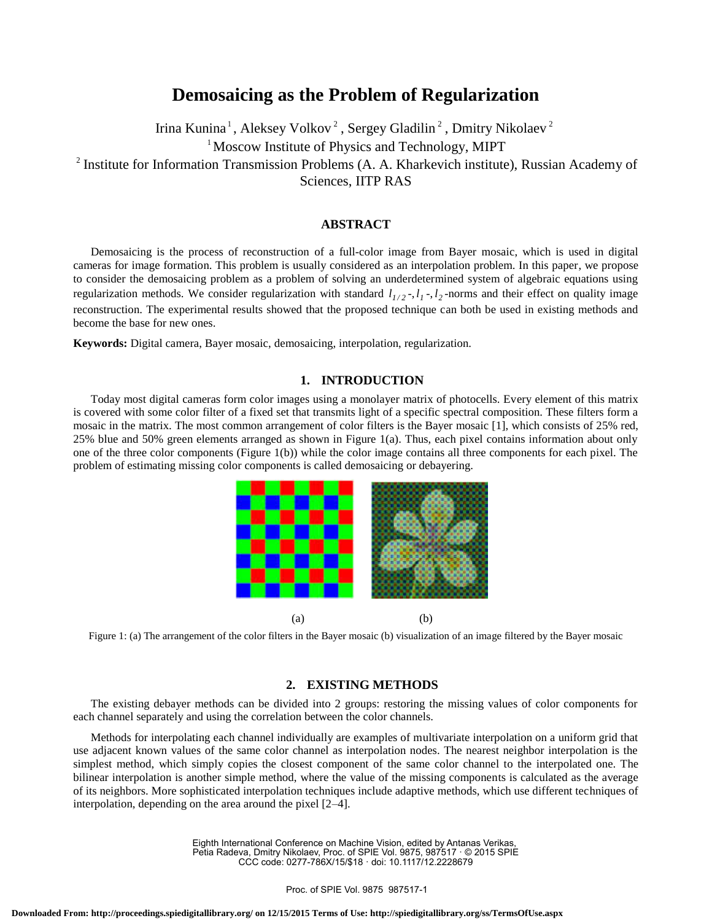# Demosaicing as the Problem of Regularization

Irina Kunina [1], Aleksey Volkov [2], Sergey Gladilin [2], Dmitry Nikolaev [2]

[1] Moscow Institute of Physics and Technology, MIPT

[2] Institute for Information Transmission Problems (A. A. Kharkevich institute), Russian Academy of Sciences, IITP RAS

## ABSTRACT

Demosaicing is the process of reconstruction of a full-color image from Bayer mosaic, which is used in digital cameras for image formation. This problem is usually considered as an interpolation problem. In this paper, we propose to consider the demosaicing problem as a problem of solving an underdetermined system of algebraic equations using regularization methods. We consider regularization with standard $l_{1/2}$-, $l_1$-, $l_2$-norms and their effect on quality image reconstruction. The experimental results showed that the proposed technique can both be used in existing methods and become the base for new ones.

**Keywords:** Digital camera, Bayer mosaic, demosaicing, interpolation, regularization.

## 1. INTRODUCTION

Today most digital cameras form color images using a monolayer matrix of photocells. Every element of this matrix is covered with some color filter of a fixed set that transmits light of a specific spectral composition. These filters form a mosaic in the matrix. The most common arrangement of color filters is the Bayer mosaic [1], which consists of 25% red, 25% blue and 50% green elements arranged as shown in Figure 1(a). Thus, each pixel contains information about only one of the three color components (Figure 1(b)) while the color image contains all three components for each pixel. The problem of estimating missing color components is called demosaicing or debayering.

(a) (b)

Figure 1: (a) The arrangement of the color filters in the Bayer mosaic (b) visualization of an image filtered by the Bayer mosaic

## 2. EXISTING METHODS

The existing debayer methods can be divided into 2 groups: restoring the missing values of color components for each channel separately and using the correlation between the color channels.

Methods for interpolating each channel individually are examples of multivariate interpolation on a uniform grid that use adjacent known values of the same color channel as interpolation nodes. The nearest neighbor interpolation is the simplest method, which simply copies the closest component of the same color channel to the interpolated one. The bilinear interpolation is another simple method, where the value of the missing components is calculated as the average of its neighbors. More sophisticated interpolation techniques include adaptive methods, which use different techniques of interpolation, depending on the area around the pixel [2–4].

Eighth International Conference on Machine Vision, edited by Antanas Verikas, Petia Radeva, Dmitry Nikolaev, Proc. of SPIE Vol. 9875, 987517 · © 2015 SPIE CCC code: 0277-786X/15/$18 · doi: 10.1117/12.2228679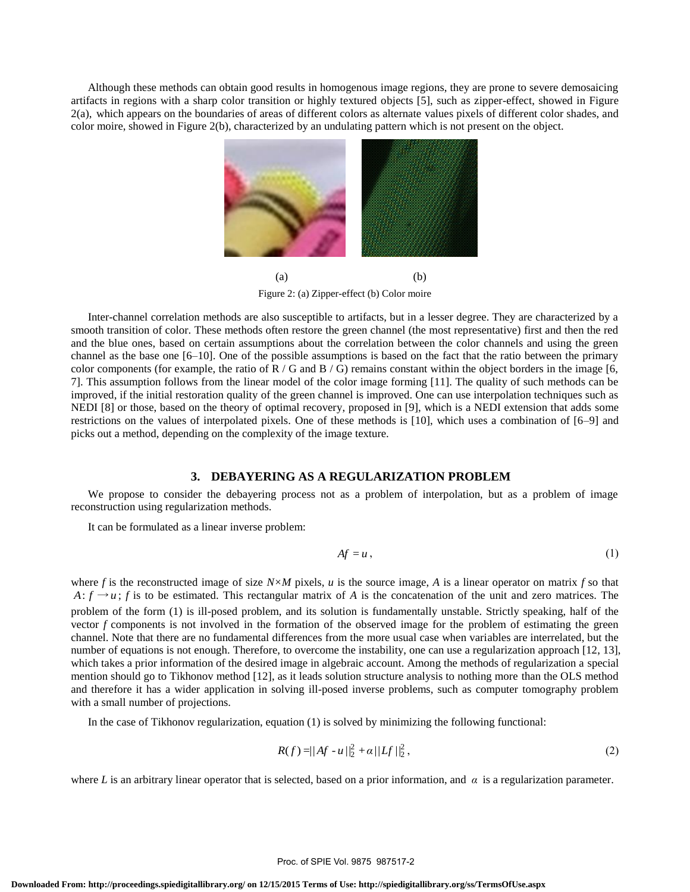Although these methods can obtain good results in homogenous image regions, they are prone to severe demosaicing artifacts in regions with a sharp color transition or highly textured objects [5], such as zipper-effect, showed in Figure 2(a), which appears on the boundaries of areas of different colors as alternate values pixels of different color shades, and color moire, showed in Figure 2(b), characterized by an undulating pattern which is not present on the object.

(a) (b)

Figure 2: (a) Zipper-effect (b) Color moire

Inter-channel correlation methods are also susceptible to artifacts, but in a lesser degree. They are characterized by a smooth transition of color. These methods often restore the green channel (the most representative) first and then the red and the blue ones, based on certain assumptions about the correlation between the color channels and using the green channel as the base one [6–10]. One of the possible assumptions is based on the fact that the ratio between the primary color components (for example, the ratio of R / G and B / G) remains constant within the object borders in the image [6, 7]. This assumption follows from the linear model of the color image forming [11]. The quality of such methods can be improved, if the initial restoration quality of the green channel is improved. One can use interpolation techniques such as NEDI [8] or those, based on the theory of optimal recovery, proposed in [9], which is a NEDI extension that adds some restrictions on the values of interpolated pixels. One of these methods is [10], which uses a combination of [6–9] and picks out a method, depending on the complexity of the image texture.

## 3. DEBAYERING AS A REGULARIZATION PROBLEM

We propose to consider the debayering process not as a problem of interpolation, but as a problem of image reconstruction using regularization methods.

It can be formulated as a linear inverse problem:

$$Af = u, \tag{1}$$

where $f$ is the reconstructed image of size $N \times M$ pixels, $u$ is the source image, $A$ is a linear operator on matrix $f$ so that $A: f \rightarrow u$; $f$ is to be estimated. This rectangular matrix of $A$ is the concatenation of the unit and zero matrices. The problem of the form (1) is ill-posed problem, and its solution is fundamentally unstable. Strictly speaking, half of the vector $f$ components is not involved in the formation of the observed image for the problem of estimating the green channel. Note that there are no fundamental differences from the more usual case when variables are interrelated, but the number of equations is not enough. Therefore, to overcome the instability, one can use a regularization approach [12, 13], which takes a prior information of the desired image in algebraic account. Among the methods of regularization a special mention should go to Tikhonov method [12], as it leads solution structure analysis to nothing more than the OLS method and therefore it has a wider application in solving ill-posed inverse problems, such as computer tomography problem with a small number of projections.

In the case of Tikhonov regularization, equation (1) is solved by minimizing the following functional:

$$R(f) = ||Af - u||_2^2 + \alpha ||Lf||_2^2, \tag{2}$$

where $L$ is an arbitrary linear operator that is selected, based on a prior information, and $\alpha$ is a regularization parameter.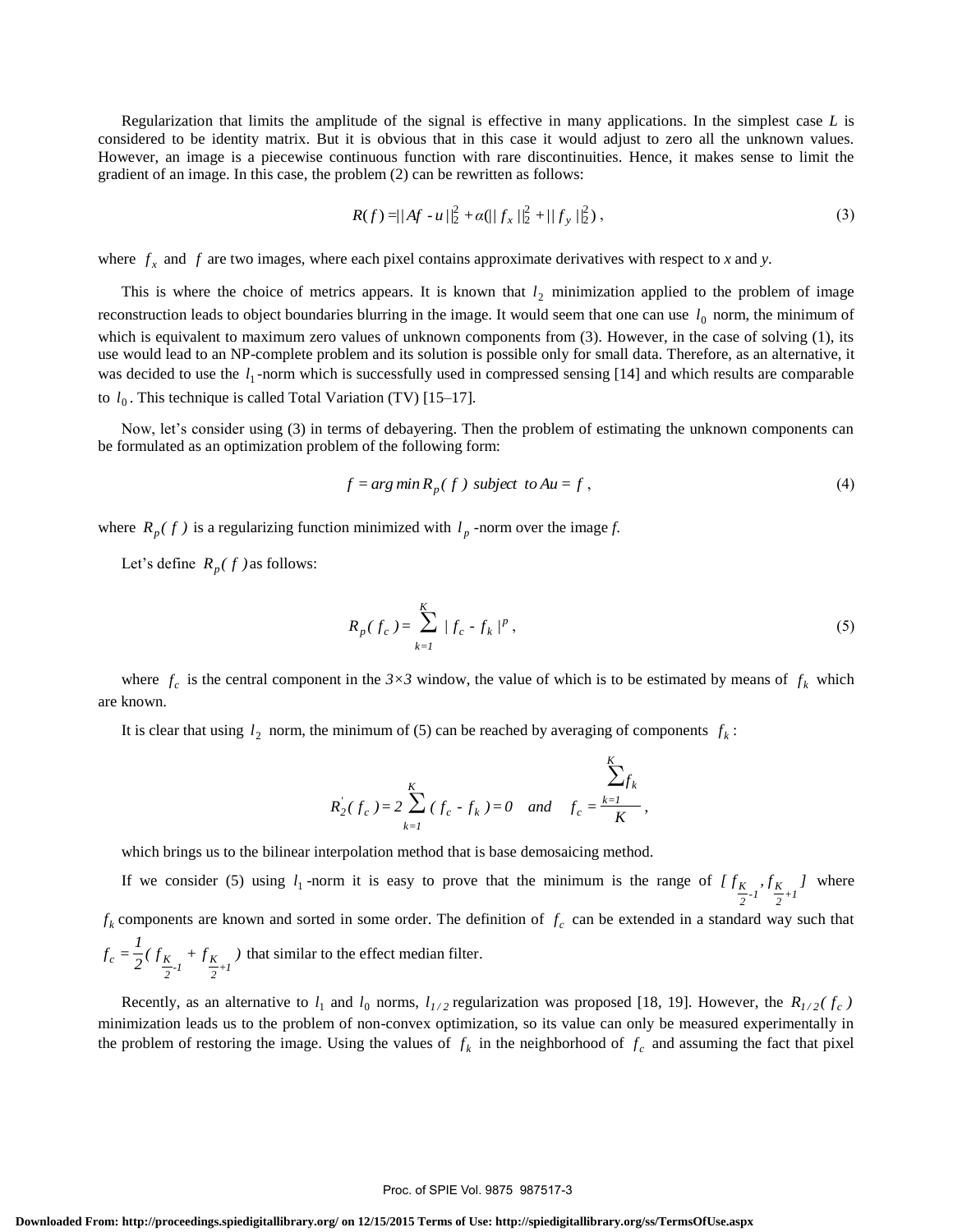Regularization that limits the amplitude of the signal is effective in many applications. In the simplest case *L* is considered to be identity matrix. But it is obvious that in this case it would adjust to zero all the unknown values. However, an image is a piecewise continuous function with rare discontinuities. Hence, it makes sense to limit the gradient of an image. In this case, the problem (2) can be rewritten as follows:

$$R(f) = ||Af - u||_2^2 + \alpha(||f_x||_2^2 + ||f_y||_2^2), \tag{3}$$

where $f_x$ and $f$ are two images, where each pixel contains approximate derivatives with respect to *x* and *y*.

This is where the choice of metrics appears. It is known that $l_2$ minimization applied to the problem of image reconstruction leads to object boundaries blurring in the image. It would seem that one can use $l_0$ norm, the minimum of which is equivalent to maximum zero values of unknown components from (3). However, in the case of solving (1), its use would lead to an NP-complete problem and its solution is possible only for small data. Therefore, as an alternative, it was decided to use the $l_1$-norm which is successfully used in compressed sensing [14] and which results are comparable to $l_0$. This technique is called Total Variation (TV) [15–17].

Now, let's consider using (3) in terms of debayering. Then the problem of estimating the unknown components can be formulated as an optimization problem of the following form:

$$f = \arg\min R_p(f) \text{ subject to } Au = f, \tag{4}$$

where $R_p(f)$ is a regularizing function minimized with $l_p$-norm over the image *f*.

Let's define $R_p(f)$ as follows:

$$R_p(f_c) = \sum_{k=1}^{K} |f_c - f_k|^p, \tag{5}$$

where $f_c$ is the central component in the $3\times3$ window, the value of which is to be estimated by means of $f_k$ which are known.

It is clear that using $l_2$ norm, the minimum of (5) can be reached by averaging of components $f_k$:

$$R_2'(f_c) = 2\sum_{k=1}^{K}(f_c - f_k) = 0 \quad \text{and} \quad f_c = \frac{\sum_{k=1}^{K} f_k}{K},$$

which brings us to the bilinear interpolation method that is base demosaicing method.

If we consider (5) using $l_1$-norm it is easy to prove that the minimum is the range of $[f_{\frac{K}{2}-1}, f_{\frac{K}{2}+1}]$ where $f_k$ components are known and sorted in some order. The definition of $f_c$ can be extended in a standard way such that $f_c = \frac{1}{2}(f_{\frac{K}{2}-1} + f_{\frac{K}{2}+1})$ that similar to the effect median filter.

Recently, as an alternative to $l_1$ and $l_0$ norms, $l_{1/2}$ regularization was proposed [18, 19]. However, the $R_{1/2}(f_c)$ minimization leads us to the problem of non-convex optimization, so its value can only be measured experimentally in the problem of restoring the image. Using the values of $f_k$ in the neighborhood of $f_c$ and assuming the fact that pixel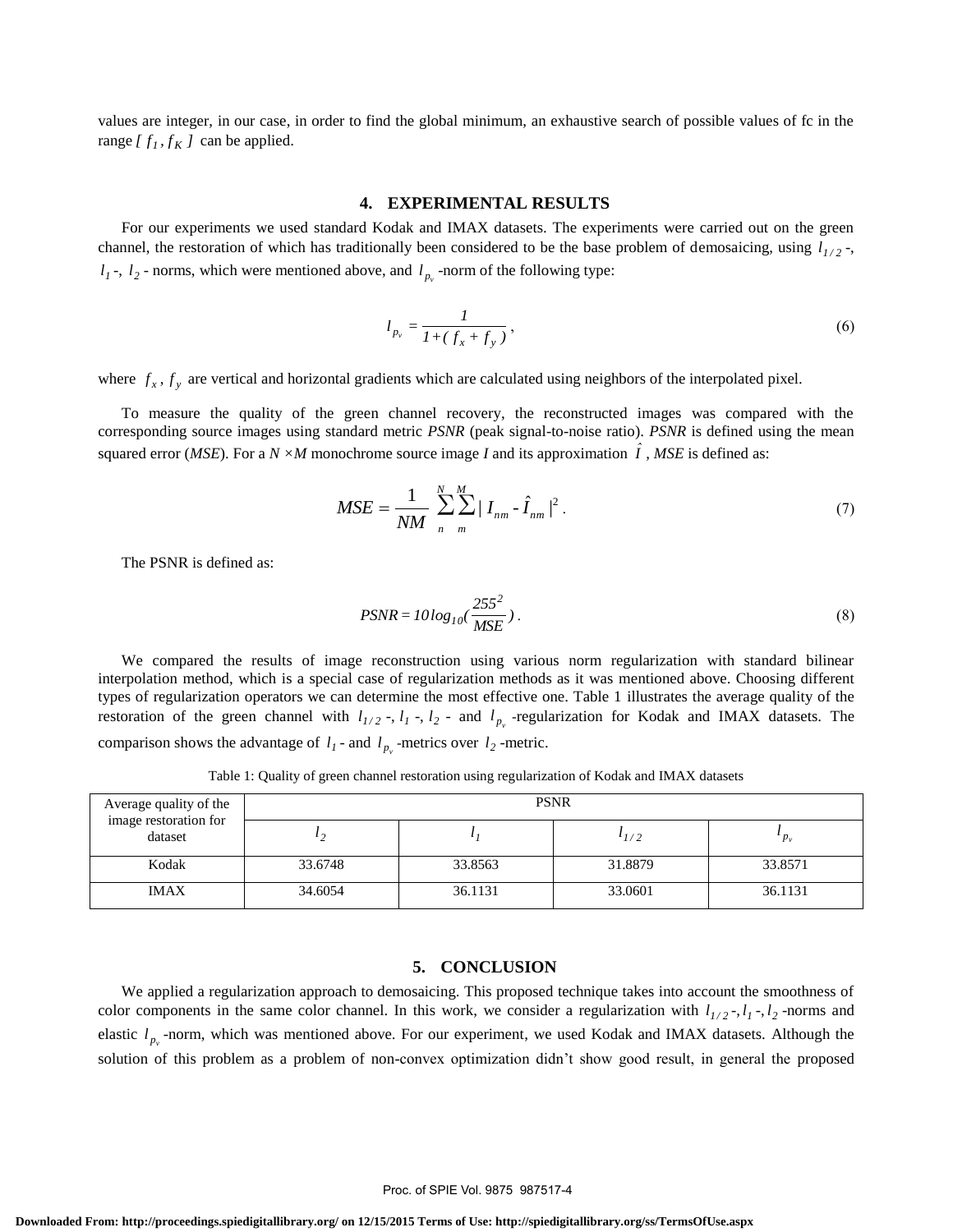values are integer, in our case, in order to find the global minimum, an exhaustive search of possible values of fc in the range $[ f_1 , f_K ]$ can be applied.

## 4. EXPERIMENTAL RESULTS

For our experiments we used standard Kodak and IMAX datasets. The experiments were carried out on the green channel, the restoration of which has traditionally been considered to be the base problem of demosaicing, using $l_{1/2}$-, $l_1$-, $l_2$- norms, which were mentioned above, and $l_{p_v}$-norm of the following type:

$$l_{p_v} = \frac{1}{1 + ( f_x + f_y )}, \tag{6}$$

where $f_x , f_y$ are vertical and horizontal gradients which are calculated using neighbors of the interpolated pixel.

To measure the quality of the green channel recovery, the reconstructed images was compared with the corresponding source images using standard metric *PSNR* (peak signal-to-noise ratio). *PSNR* is defined using the mean squared error (*MSE*). For a $N \times M$ monochrome source image $I$ and its approximation $\hat{I}$, *MSE* is defined as:

$$MSE = \frac{1}{NM} \sum_{n}^{N} \sum_{m}^{M} | I_{nm} - \hat{I}_{nm} |^2 . \tag{7}$$

The PSNR is defined as:

$$PSNR = 10 \log_{10} ( \frac{255^2}{MSE} ) . \tag{8}$$

We compared the results of image reconstruction using various norm regularization with standard bilinear interpolation method, which is a special case of regularization methods as it was mentioned above. Choosing different types of regularization operators we can determine the most effective one. Table 1 illustrates the average quality of the restoration of the green channel with $l_{1/2}$-, $l_1$-, $l_2$- and $l_{p_v}$-regularization for Kodak and IMAX datasets. The comparison shows the advantage of $l_1$- and $l_{p_v}$-metrics over $l_2$-metric.

Table 1: Quality of green channel restoration using regularization of Kodak and IMAX datasets

| Average quality of the image restoration for dataset | PSNR | | | |
|---|---|---|---|---|
| | $l_2$ | $l_1$ | $l_{1/2}$ | $l_{p_v}$ |
| Kodak | 33.6748 | 33.8563 | 31.8879 | 33.8571 |
| IMAX | 34.6054 | 36.1131 | 33.0601 | 36.1131 |

## 5. CONCLUSION

We applied a regularization approach to demosaicing. This proposed technique takes into account the smoothness of color components in the same color channel. In this work, we consider a regularization with $l_{1/2}$-, $l_1$-, $l_2$-norms and elastic $l_{p_v}$-norm, which was mentioned above. For our experiment, we used Kodak and IMAX datasets. Although the solution of this problem as a problem of non-convex optimization didn't show good result, in general the proposed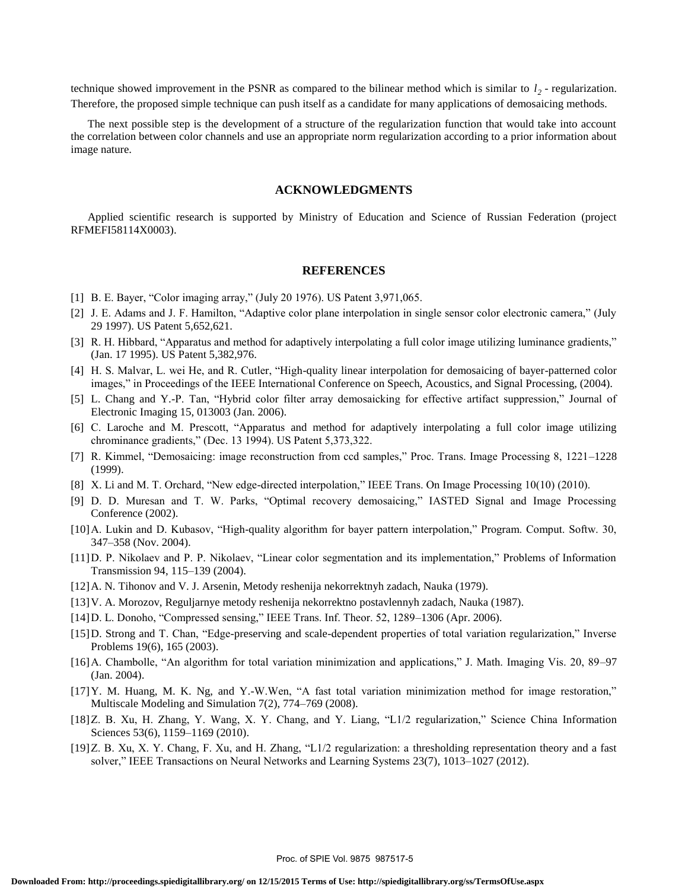technique showed improvement in the PSNR as compared to the bilinear method which is similar to $l_2$ - regularization. Therefore, the proposed simple technique can push itself as a candidate for many applications of demosaicing methods.

The next possible step is the development of a structure of the regularization function that would take into account the correlation between color channels and use an appropriate norm regularization according to a prior information about image nature.

## ACKNOWLEDGMENTS

Applied scientific research is supported by Ministry of Education and Science of Russian Federation (project RFMEFI58114X0003).

## REFERENCES

[1] B. E. Bayer, "Color imaging array," (July 20 1976). US Patent 3,971,065.

[2] J. E. Adams and J. F. Hamilton, "Adaptive color plane interpolation in single sensor color electronic camera," (July 29 1997). US Patent 5,652,621.

[3] R. H. Hibbard, "Apparatus and method for adaptively interpolating a full color image utilizing luminance gradients," (Jan. 17 1995). US Patent 5,382,976.

[4] H. S. Malvar, L. wei He, and R. Cutler, "High-quality linear interpolation for demosaicing of bayer-patterned color images," in Proceedings of the IEEE International Conference on Speech, Acoustics, and Signal Processing, (2004).

[5] L. Chang and Y.-P. Tan, "Hybrid color filter array demosaicking for effective artifact suppression," Journal of Electronic Imaging 15, 013003 (Jan. 2006).

[6] C. Laroche and M. Prescott, "Apparatus and method for adaptively interpolating a full color image utilizing chrominance gradients," (Dec. 13 1994). US Patent 5,373,322.

[7] R. Kimmel, "Demosaicing: image reconstruction from ccd samples," Proc. Trans. Image Processing 8, 1221–1228 (1999).

[8] X. Li and M. T. Orchard, "New edge-directed interpolation," IEEE Trans. On Image Processing 10(10) (2010).

[9] D. D. Muresan and T. W. Parks, "Optimal recovery demosaicing," IASTED Signal and Image Processing Conference (2002).

[10] A. Lukin and D. Kubasov, "High-quality algorithm for bayer pattern interpolation," Program. Comput. Softw. 30, 347–358 (Nov. 2004).

[11] D. P. Nikolaev and P. P. Nikolaev, "Linear color segmentation and its implementation," Problems of Information Transmission 94, 115–139 (2004).

[12] A. N. Tihonov and V. J. Arsenin, Metody reshenija nekorrektnyh zadach, Nauka (1979).

[13] V. A. Morozov, Reguljarnye metody reshenija nekorrektno postavlennyh zadach, Nauka (1987).

[14] D. L. Donoho, "Compressed sensing," IEEE Trans. Inf. Theor. 52, 1289–1306 (Apr. 2006).

[15] D. Strong and T. Chan, "Edge-preserving and scale-dependent properties of total variation regularization," Inverse Problems 19(6), 165 (2003).

[16] A. Chambolle, "An algorithm for total variation minimization and applications," J. Math. Imaging Vis. 20, 89–97 (Jan. 2004).

[17] Y. M. Huang, M. K. Ng, and Y.-W.Wen, "A fast total variation minimization method for image restoration," Multiscale Modeling and Simulation 7(2), 774–769 (2008).

[18] Z. B. Xu, H. Zhang, Y. Wang, X. Y. Chang, and Y. Liang, "L1/2 regularization," Science China Information Sciences 53(6), 1159–1169 (2010).

[19] Z. B. Xu, X. Y. Chang, F. Xu, and H. Zhang, "L1/2 regularization: a thresholding representation theory and a fast solver," IEEE Transactions on Neural Networks and Learning Systems 23(7), 1013–1027 (2012).